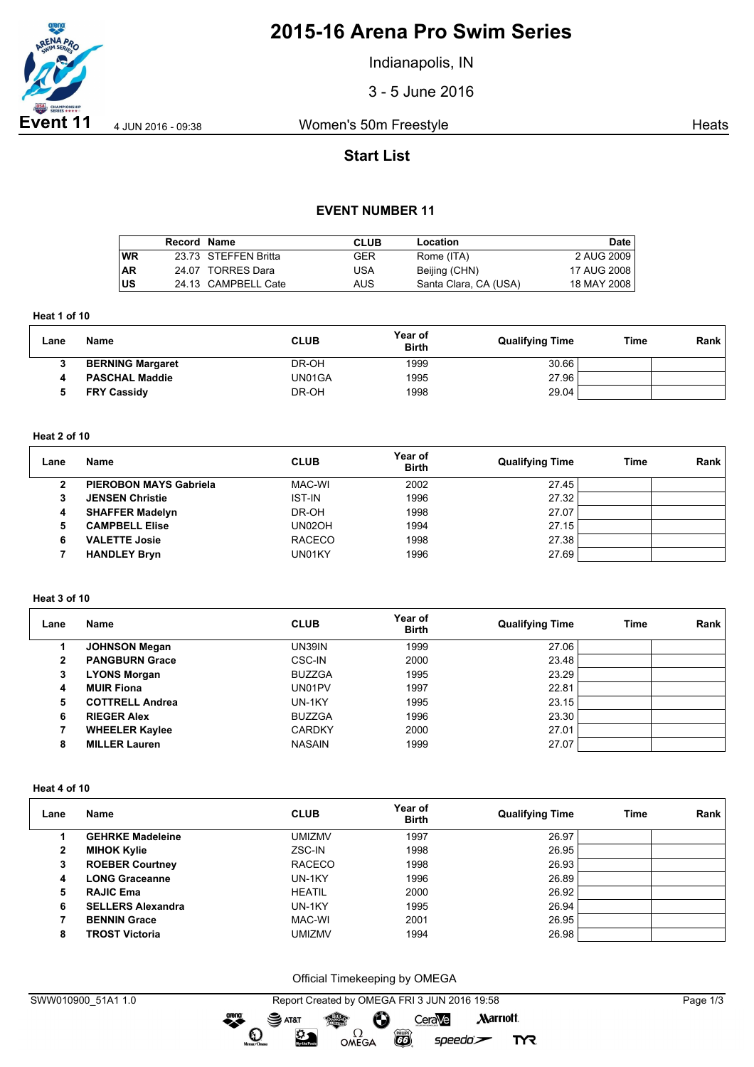# 2015-16 Arena Pro Swim Series

Indianapolis, IN

3 - 5 June 2016

**Event 11** 4 JUN 2016 - 09:38 Women's 50m Freestyle Heats

## Start List

### EVENT NUMBER 11

| | Record | Name | CLUB | Location | Date |
|---|---|---|---|---|---|
| WR | 23.73 | STEFFEN Britta | GER | Rome (ITA) | 2 AUG 2009 |
| AR | 24.07 | TORRES Dara | USA | Beijing (CHN) | 17 AUG 2008 |
| US | 24.13 | CAMPBELL Cate | AUS | Santa Clara, CA (USA) | 18 MAY 2008 |

**Heat 1 of 10**

| Lane | Name | CLUB | Year of Birth | Qualifying Time | Time | Rank |
|---|---|---|---|---|---|---|
| 3 | **BERNING Margaret** | DR-OH | 1999 | 30.66 | | |
| 4 | **PASCHAL Maddie** | UN01GA | 1995 | 27.96 | | |
| 5 | **FRY Cassidy** | DR-OH | 1998 | 29.04 | | |

**Heat 2 of 10**

| Lane | Name | CLUB | Year of Birth | Qualifying Time | Time | Rank |
|---|---|---|---|---|---|---|
| 2 | **PIEROBON MAYS Gabriela** | MAC-WI | 2002 | 27.45 | | |
| 3 | **JENSEN Christie** | IST-IN | 1996 | 27.32 | | |
| 4 | **SHAFFER Madelyn** | DR-OH | 1998 | 27.07 | | |
| 5 | **CAMPBELL Elise** | UN02OH | 1994 | 27.15 | | |
| 6 | **VALETTE Josie** | RACECO | 1998 | 27.38 | | |
| 7 | **HANDLEY Bryn** | UN01KY | 1996 | 27.69 | | |

**Heat 3 of 10**

| Lane | Name | CLUB | Year of Birth | Qualifying Time | Time | Rank |
|---|---|---|---|---|---|---|
| 1 | **JOHNSON Megan** | UN39IN | 1999 | 27.06 | | |
| 2 | **PANGBURN Grace** | CSC-IN | 2000 | 23.48 | | |
| 3 | **LYONS Morgan** | BUZZGA | 1995 | 23.29 | | |
| 4 | **MUIR Fiona** | UN01PV | 1997 | 22.81 | | |
| 5 | **COTTRELL Andrea** | UN-1KY | 1995 | 23.15 | | |
| 6 | **RIEGER Alex** | BUZZGA | 1996 | 23.30 | | |
| 7 | **WHEELER Kaylee** | CARDKY | 2000 | 27.01 | | |
| 8 | **MILLER Lauren** | NASAIN | 1999 | 27.07 | | |

**Heat 4 of 10**

| Lane | Name | CLUB | Year of Birth | Qualifying Time | Time | Rank |
|---|---|---|---|---|---|---|
| 1 | **GEHRKE Madeleine** | UMIZMV | 1997 | 26.97 | | |
| 2 | **MIHOK Kylie** | ZSC-IN | 1998 | 26.95 | | |
| 3 | **ROEBER Courtney** | RACECO | 1998 | 26.93 | | |
| 4 | **LONG Graceanne** | UN-1KY | 1996 | 26.89 | | |
| 5 | **RAJIC Ema** | HEATIL | 2000 | 26.92 | | |
| 6 | **SELLERS Alexandra** | UN-1KY | 1995 | 26.94 | | |
| 7 | **BENNIN Grace** | MAC-WI | 2001 | 26.95 | | |
| 8 | **TROST Victoria** | UMIZMV | 1994 | 26.98 | | |

Official Timekeeping by OMEGA

SWW010900_51A1 1.0 Report Created by OMEGA FRI 3 JUN 2016 19:58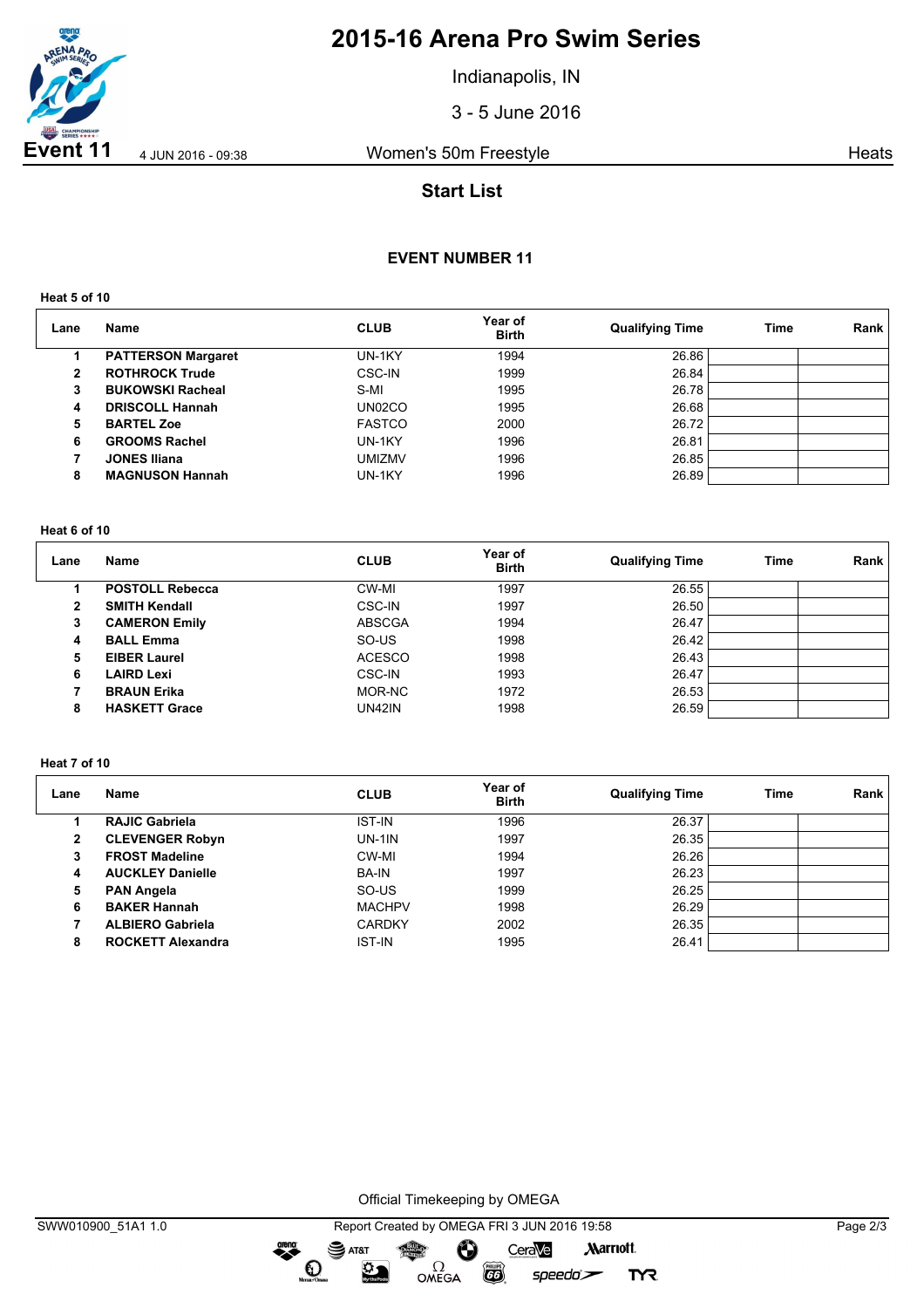# 2015-16 Arena Pro Swim Series

Indianapolis, IN

3 - 5 June 2016

**Event 11** 4 JUN 2016 - 09:38 Women's 50m Freestyle Heats

## Start List

### EVENT NUMBER 11

**Heat 5 of 10**

| Lane | Name | CLUB | Year of Birth | Qualifying Time | Time | Rank |
|---|---|---|---|---|---|---|
| 1 | **PATTERSON Margaret** | UN-1KY | 1994 | 26.86 | | |
| 2 | **ROTHROCK Trude** | CSC-IN | 1999 | 26.84 | | |
| 3 | **BUKOWSKI Racheal** | S-MI | 1995 | 26.78 | | |
| 4 | **DRISCOLL Hannah** | UN02CO | 1995 | 26.68 | | |
| 5 | **BARTEL Zoe** | FASTCO | 2000 | 26.72 | | |
| 6 | **GROOMS Rachel** | UN-1KY | 1996 | 26.81 | | |
| 7 | **JONES Iliana** | UMIZMV | 1996 | 26.85 | | |
| 8 | **MAGNUSON Hannah** | UN-1KY | 1996 | 26.89 | | |

**Heat 6 of 10**

| Lane | Name | CLUB | Year of Birth | Qualifying Time | Time | Rank |
|---|---|---|---|---|---|---|
| 1 | **POSTOLL Rebecca** | CW-MI | 1997 | 26.55 | | |
| 2 | **SMITH Kendall** | CSC-IN | 1997 | 26.50 | | |
| 3 | **CAMERON Emily** | ABSCGA | 1994 | 26.47 | | |
| 4 | **BALL Emma** | SO-US | 1998 | 26.42 | | |
| 5 | **EIBER Laurel** | ACESCO | 1998 | 26.43 | | |
| 6 | **LAIRD Lexi** | CSC-IN | 1993 | 26.47 | | |
| 7 | **BRAUN Erika** | MOR-NC | 1972 | 26.53 | | |
| 8 | **HASKETT Grace** | UN42IN | 1998 | 26.59 | | |

**Heat 7 of 10**

| Lane | Name | CLUB | Year of Birth | Qualifying Time | Time | Rank |
|---|---|---|---|---|---|---|
| 1 | **RAJIC Gabriela** | IST-IN | 1996 | 26.37 | | |
| 2 | **CLEVENGER Robyn** | UN-1IN | 1997 | 26.35 | | |
| 3 | **FROST Madeline** | CW-MI | 1994 | 26.26 | | |
| 4 | **AUCKLEY Danielle** | BA-IN | 1997 | 26.23 | | |
| 5 | **PAN Angela** | SO-US | 1999 | 26.25 | | |
| 6 | **BAKER Hannah** | MACHPV | 1998 | 26.29 | | |
| 7 | **ALBIERO Gabriela** | CARDKY | 2002 | 26.35 | | |
| 8 | **ROCKETT Alexandra** | IST-IN | 1995 | 26.41 | | |

Official Timekeeping by OMEGA

SWW010900_51A1 1.0 Report Created by OMEGA FRI 3 JUN 2016 19:58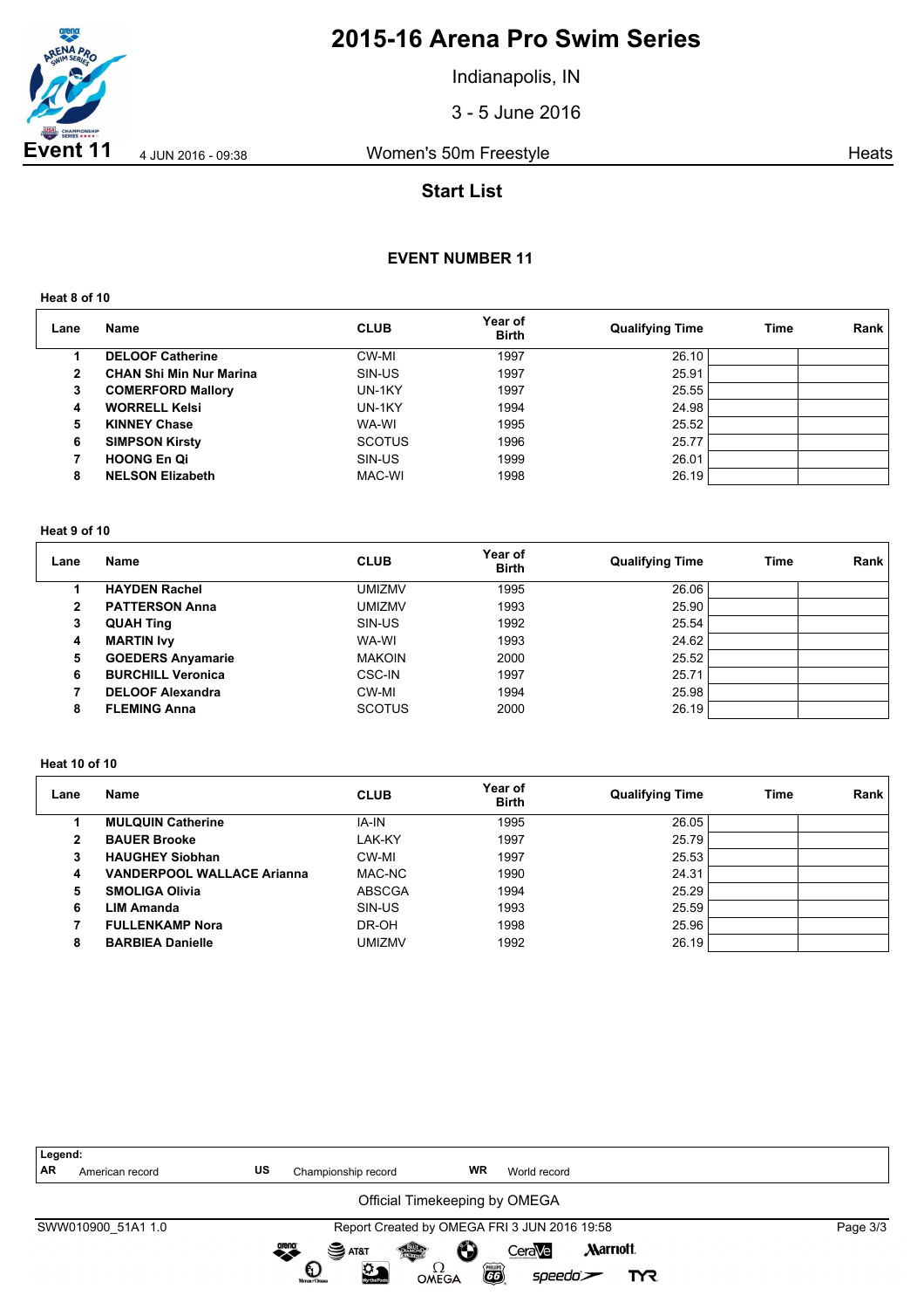# 2015-16 Arena Pro Swim Series

Indianapolis, IN

3 - 5 June 2016

**Event 11** 4 JUN 2016 - 09:38 Women's 50m Freestyle Heats

## Start List

### EVENT NUMBER 11

**Heat 8 of 10**

| Lane | Name | CLUB | Year of Birth | Qualifying Time | Time | Rank |
|---|---|---|---|---|---|---|
| 1 | **DELOOF Catherine** | CW-MI | 1997 | 26.10 | | |
| 2 | **CHAN Shi Min Nur Marina** | SIN-US | 1997 | 25.91 | | |
| 3 | **COMERFORD Mallory** | UN-1KY | 1997 | 25.55 | | |
| 4 | **WORRELL Kelsi** | UN-1KY | 1994 | 24.98 | | |
| 5 | **KINNEY Chase** | WA-WI | 1995 | 25.52 | | |
| 6 | **SIMPSON Kirsty** | SCOTUS | 1996 | 25.77 | | |
| 7 | **HOONG En Qi** | SIN-US | 1999 | 26.01 | | |
| 8 | **NELSON Elizabeth** | MAC-WI | 1998 | 26.19 | | |

**Heat 9 of 10**

| Lane | Name | CLUB | Year of Birth | Qualifying Time | Time | Rank |
|---|---|---|---|---|---|---|
| 1 | **HAYDEN Rachel** | UMIZMV | 1995 | 26.06 | | |
| 2 | **PATTERSON Anna** | UMIZMV | 1993 | 25.90 | | |
| 3 | **QUAH Ting** | SIN-US | 1992 | 25.54 | | |
| 4 | **MARTIN Ivy** | WA-WI | 1993 | 24.62 | | |
| 5 | **GOEDERS Anyamarie** | MAKOIN | 2000 | 25.52 | | |
| 6 | **BURCHILL Veronica** | CSC-IN | 1997 | 25.71 | | |
| 7 | **DELOOF Alexandra** | CW-MI | 1994 | 25.98 | | |
| 8 | **FLEMING Anna** | SCOTUS | 2000 | 26.19 | | |

**Heat 10 of 10**

| Lane | Name | CLUB | Year of Birth | Qualifying Time | Time | Rank |
|---|---|---|---|---|---|---|
| 1 | **MULQUIN Catherine** | IA-IN | 1995 | 26.05 | | |
| 2 | **BAUER Brooke** | LAK-KY | 1997 | 25.79 | | |
| 3 | **HAUGHEY Siobhan** | CW-MI | 1997 | 25.53 | | |
| 4 | **VANDERPOOL WALLACE Arianna** | MAC-NC | 1990 | 24.31 | | |
| 5 | **SMOLIGA Olivia** | ABSCGA | 1994 | 25.29 | | |
| 6 | **LIM Amanda** | SIN-US | 1993 | 25.59 | | |
| 7 | **FULLENKAMP Nora** | DR-OH | 1998 | 25.96 | | |
| 8 | **BARBIEA Danielle** | UMIZMV | 1992 | 26.19 | | |

**Legend:**

**AR** American record &nbsp; **US** Championship record &nbsp; **WR** World record

Official Timekeeping by OMEGA

SWW010900_51A1 1.0 &nbsp; Report Created by OMEGA FRI 3 JUN 2016 19:58